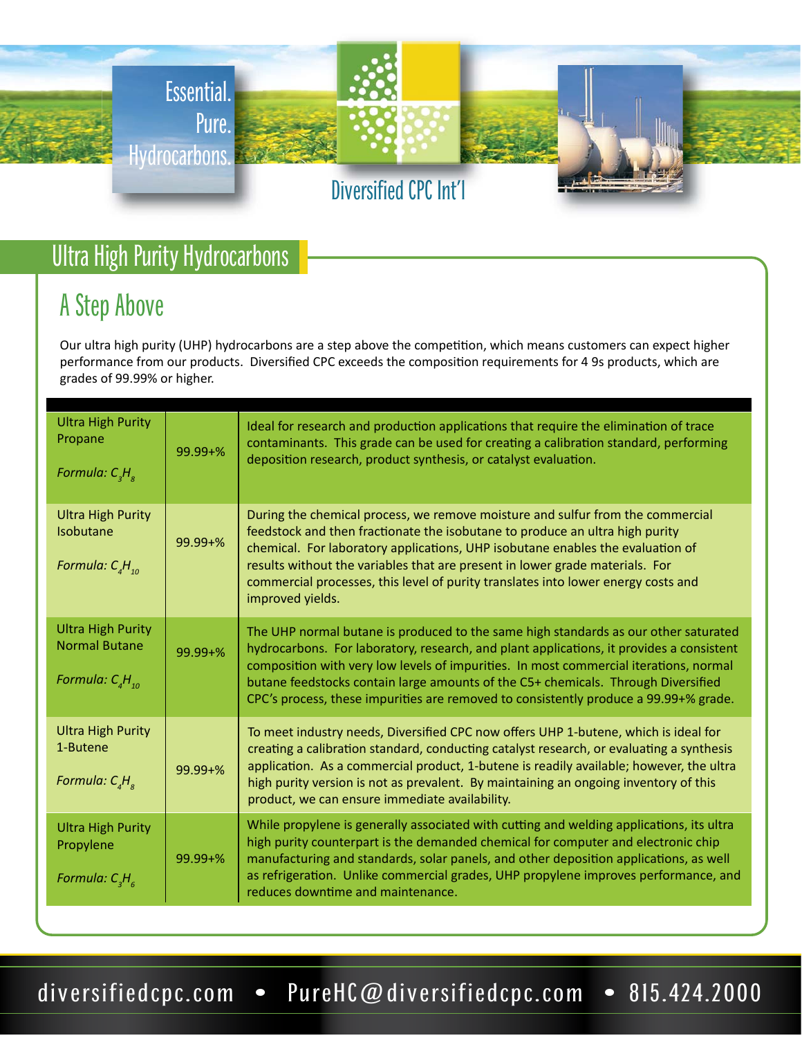Essential. Pure. Hydrocarbons.

Diversified CPC Int'l

# Ultra High Purity Hydrocarbons

## A Step Above

Our ultra high purity (UHP) hydrocarbons are a step above the competition, which means customers can expect higher performance from our products. Diversified CPC exceeds the composition requirements for 4 9s products, which are grades of 99.99% or higher.

| Product | Purity | Description |
|---|---|---|
| Ultra High Purity Propane<br>*Formula: $C_3H_8$* | 99.99+% | Ideal for research and production applications that require the elimination of trace contaminants. This grade can be used for creating a calibration standard, performing deposition research, product synthesis, or catalyst evaluation. |
| Ultra High Purity Isobutane<br>*Formula: $C_4H_{10}$* | 99.99+% | During the chemical process, we remove moisture and sulfur from the commercial feedstock and then fractionate the isobutane to produce an ultra high purity chemical. For laboratory applications, UHP isobutane enables the evaluation of results without the variables that are present in lower grade materials. For commercial processes, this level of purity translates into lower energy costs and improved yields. |
| Ultra High Purity Normal Butane<br>*Formula: $C_4H_{10}$* | 99.99+% | The UHP normal butane is produced to the same high standards as our other saturated hydrocarbons. For laboratory, research, and plant applications, it provides a consistent composition with very low levels of impurities. In most commercial iterations, normal butane feedstocks contain large amounts of the C5+ chemicals. Through Diversified CPC's process, these impurities are removed to consistently produce a 99.99+% grade. |
| Ultra High Purity 1-Butene<br>*Formula: $C_4H_8$* | 99.99+% | To meet industry needs, Diversified CPC now offers UHP 1-butene, which is ideal for creating a calibration standard, conducting catalyst research, or evaluating a synthesis application. As a commercial product, 1-butene is readily available; however, the ultra high purity version is not as prevalent. By maintaining an ongoing inventory of this product, we can ensure immediate availability. |
| Ultra High Purity Propylene<br>*Formula: $C_3H_6$* | 99.99+% | While propylene is generally associated with cutting and welding applications, its ultra high purity counterpart is the demanded chemical for computer and electronic chip manufacturing and standards, solar panels, and other deposition applications, as well as refrigeration. Unlike commercial grades, UHP propylene improves performance, and reduces downtime and maintenance. |

diversifiedcpc.com • PureHC@diversifiedcpc.com • 815.424.2000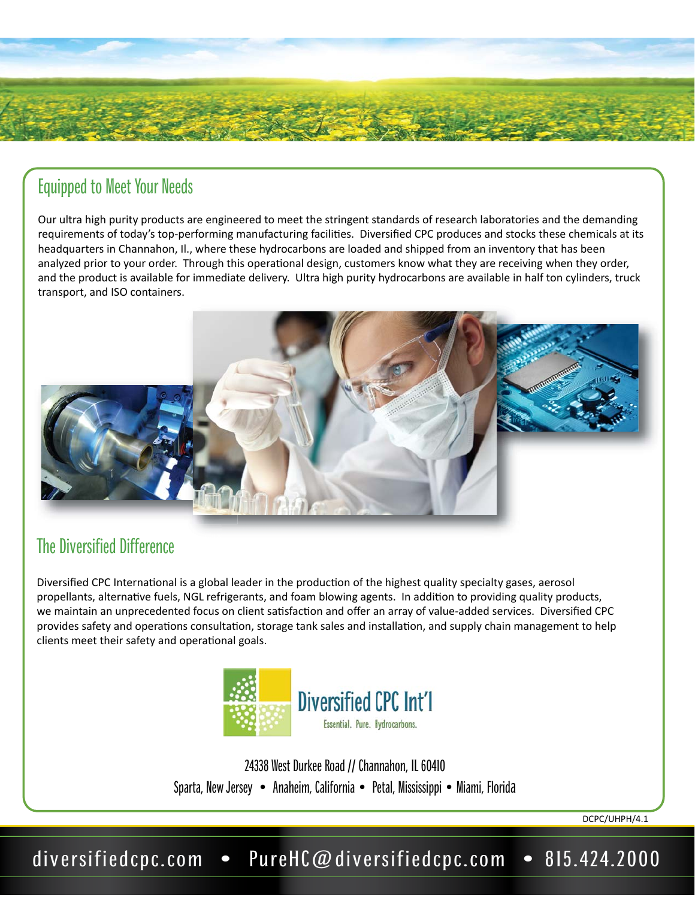## Equipped to Meet Your Needs

Our ultra high purity products are engineered to meet the stringent standards of research laboratories and the demanding requirements of today's top-performing manufacturing facilities. Diversified CPC produces and stocks these chemicals at its headquarters in Channahon, Il., where these hydrocarbons are loaded and shipped from an inventory that has been analyzed prior to your order. Through this operational design, customers know what they are receiving when they order, and the product is available for immediate delivery. Ultra high purity hydrocarbons are available in half ton cylinders, truck transport, and ISO containers.

## The Diversified Difference

Diversified CPC International is a global leader in the production of the highest quality specialty gases, aerosol propellants, alternative fuels, NGL refrigerants, and foam blowing agents. In addition to providing quality products, we maintain an unprecedented focus on client satisfaction and offer an array of value-added services. Diversified CPC provides safety and operations consultation, storage tank sales and installation, and supply chain management to help clients meet their safety and operational goals.

**Diversified CPC Int'l**

Essential. Pure. Hydrocarbons.

24338 West Durkee Road // Channahon, IL 60410

Sparta, New Jersey • Anaheim, California • Petal, Mississippi • Miami, Florida

DCPC/UHPH/4.1

diversifiedcpc.com • PureHC@diversifiedcpc.com • 815.424.2000